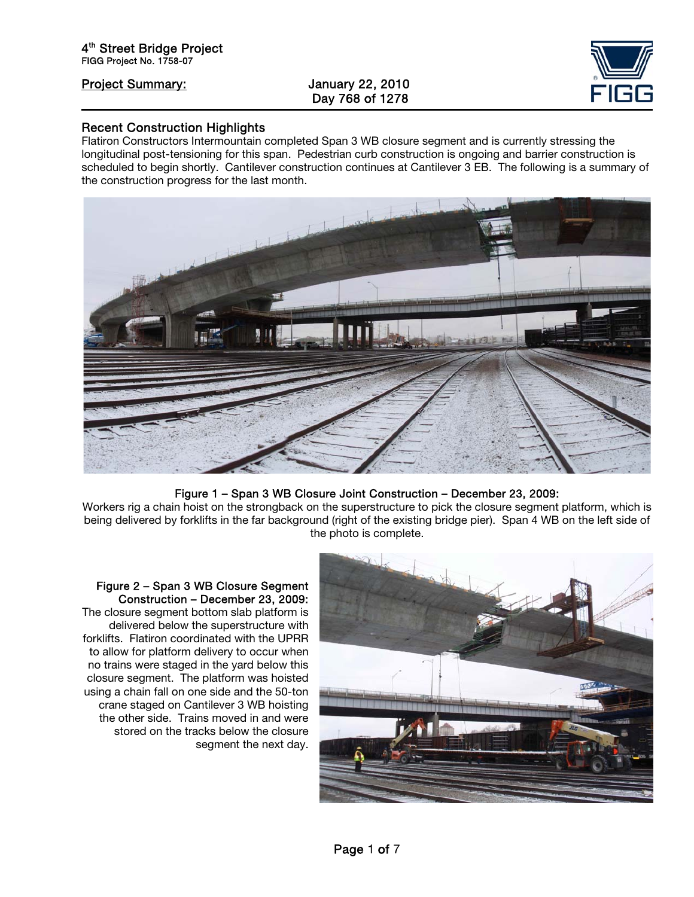# 4th Street Bridge Project

FIGG Project No. 1758-07

**Project Summary:** January 22, 2010
Day 768 of 1278

## Recent Construction Highlights

Flatiron Constructors Intermountain completed Span 3 WB closure segment and is currently stressing the longitudinal post-tensioning for this span. Pedestrian curb construction is ongoing and barrier construction is scheduled to begin shortly. Cantilever construction continues at Cantilever 3 EB. The following is a summary of the construction progress for the last month.

**Figure 1 – Span 3 WB Closure Joint Construction – December 23, 2009:**
Workers rig a chain hoist on the strongback on the superstructure to pick the closure segment platform, which is being delivered by forklifts in the far background (right of the existing bridge pier). Span 4 WB on the left side of the photo is complete.

**Figure 2 – Span 3 WB Closure Segment Construction – December 23, 2009:**
The closure segment bottom slab platform is delivered below the superstructure with forklifts. Flatiron coordinated with the UPRR to allow for platform delivery to occur when no trains were staged in the yard below this closure segment. The platform was hoisted using a chain fall on one side and the 50-ton crane staged on Cantilever 3 WB hoisting the other side. Trains moved in and were stored on the tracks below the closure segment the next day.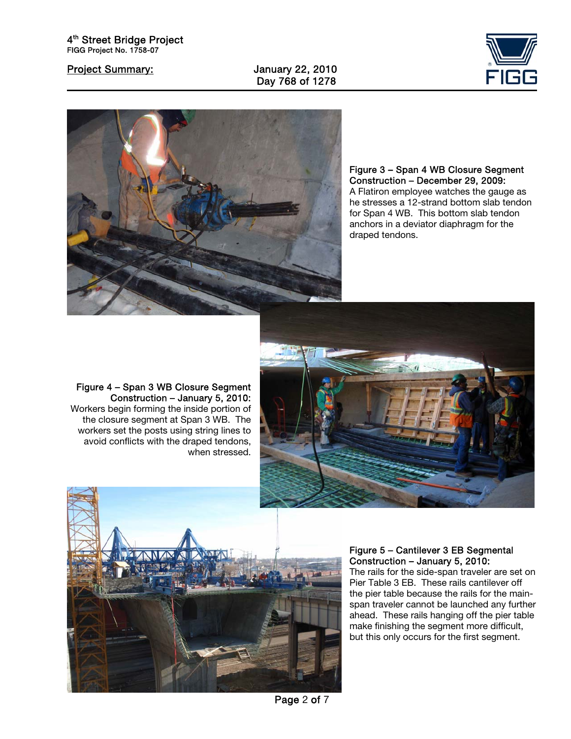**Figure 3 – Span 4 WB Closure Segment Construction – December 29, 2009:**
A Flatiron employee watches the gauge as he stresses a 12-strand bottom slab tendon for Span 4 WB. This bottom slab tendon anchors in a deviator diaphragm for the draped tendons.

**Figure 4 – Span 3 WB Closure Segment Construction – January 5, 2010:**
Workers begin forming the inside portion of the closure segment at Span 3 WB. The workers set the posts using string lines to avoid conflicts with the draped tendons, when stressed.

**Figure 5 – Cantilever 3 EB Segmental Construction – January 5, 2010:**
The rails for the side-span traveler are set on Pier Table 3 EB. These rails cantilever off the pier table because the rails for the main-span traveler cannot be launched any further ahead. These rails hanging off the pier table make finishing the segment more difficult, but this only occurs for the first segment.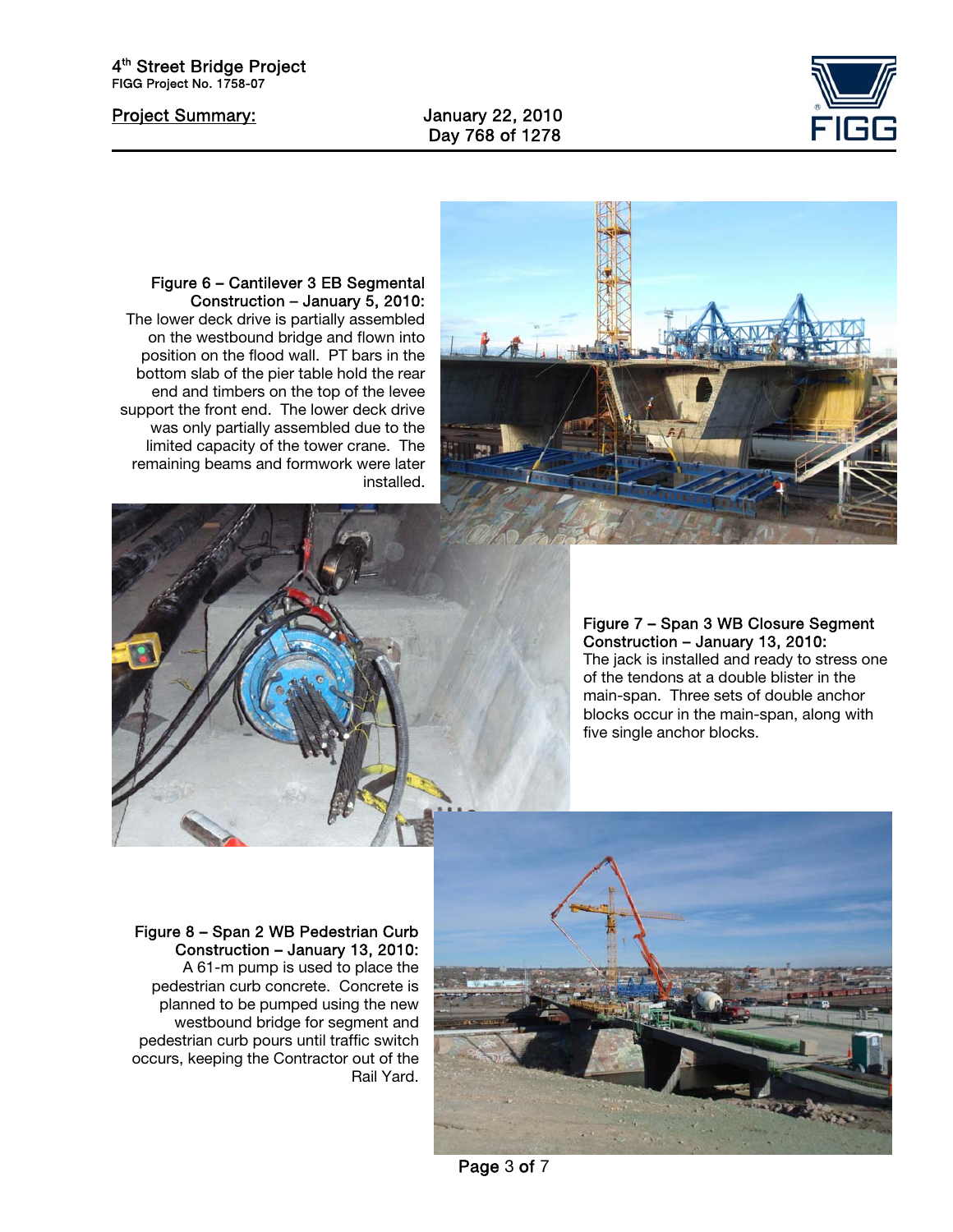**Figure 6 – Cantilever 3 EB Segmental Construction – January 5, 2010:** The lower deck drive is partially assembled on the westbound bridge and flown into position on the flood wall. PT bars in the bottom slab of the pier table hold the rear end and timbers on the top of the levee support the front end. The lower deck drive was only partially assembled due to the limited capacity of the tower crane. The remaining beams and formwork were later installed.

**Figure 7 – Span 3 WB Closure Segment Construction – January 13, 2010:** The jack is installed and ready to stress one of the tendons at a double blister in the main-span. Three sets of double anchor blocks occur in the main-span, along with five single anchor blocks.

**Figure 8 – Span 2 WB Pedestrian Curb Construction – January 13, 2010:** A 61-m pump is used to place the pedestrian curb concrete. Concrete is planned to be pumped using the new westbound bridge for segment and pedestrian curb pours until traffic switch occurs, keeping the Contractor out of the Rail Yard.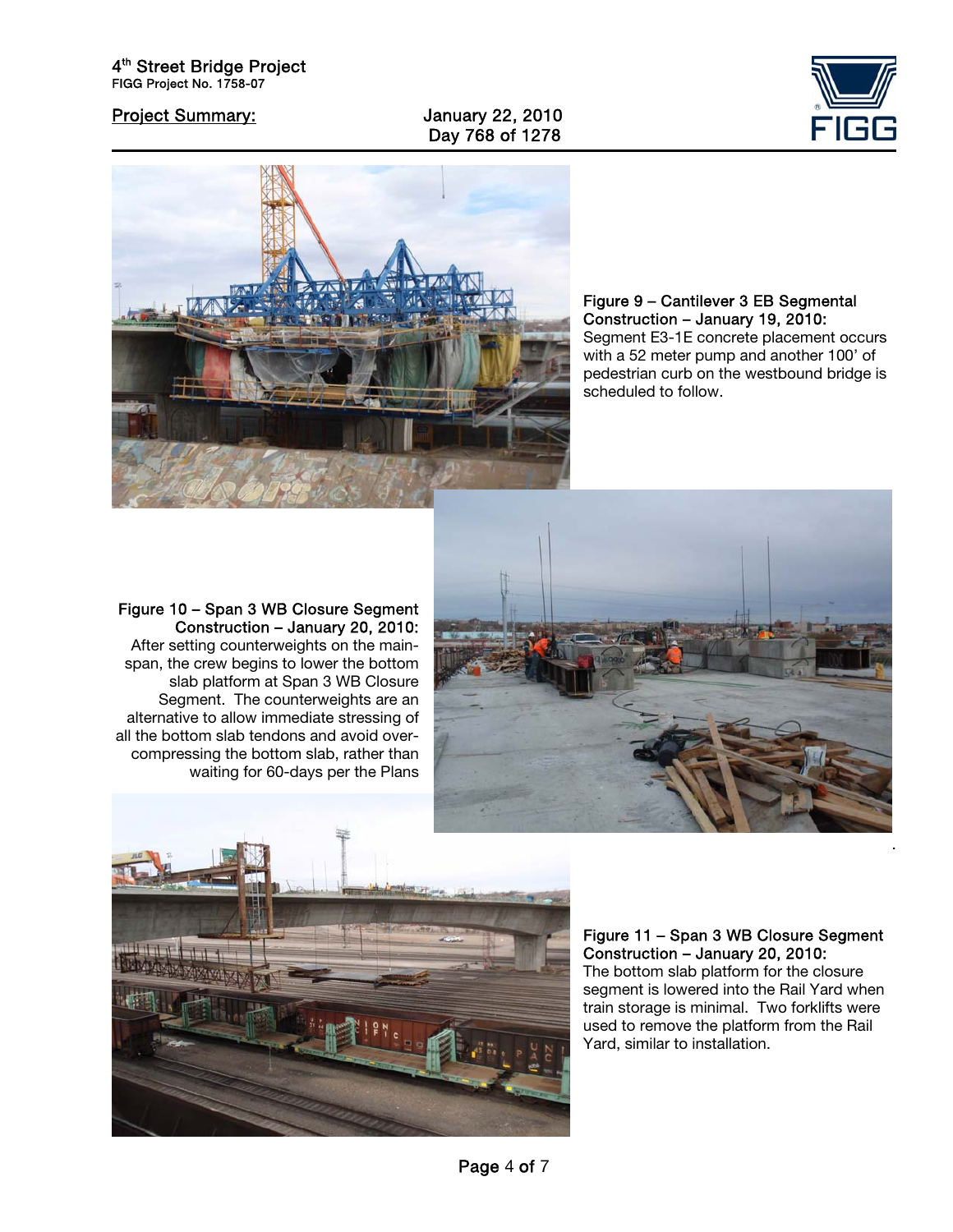**Figure 9 – Cantilever 3 EB Segmental Construction – January 19, 2010:** Segment E3-1E concrete placement occurs with a 52 meter pump and another 100' of pedestrian curb on the westbound bridge is scheduled to follow.

**Figure 10 – Span 3 WB Closure Segment Construction – January 20, 2010:** After setting counterweights on the main-span, the crew begins to lower the bottom slab platform at Span 3 WB Closure Segment. The counterweights are an alternative to allow immediate stressing of all the bottom slab tendons and avoid over-compressing the bottom slab, rather than waiting for 60-days per the Plans

**Figure 11 – Span 3 WB Closure Segment Construction – January 20, 2010:** The bottom slab platform for the closure segment is lowered into the Rail Yard when train storage is minimal. Two forklifts were used to remove the platform from the Rail Yard, similar to installation.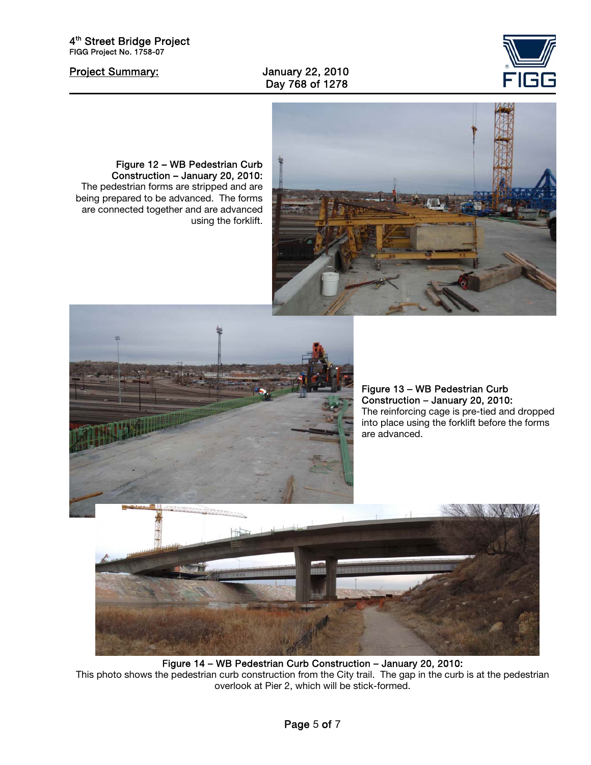Figure 12 – WB Pedestrian Curb Construction – January 20, 2010:
The pedestrian forms are stripped and are being prepared to be advanced. The forms are connected together and are advanced using the forklift.

Figure 13 – WB Pedestrian Curb Construction – January 20, 2010:
The reinforcing cage is pre-tied and dropped into place using the forklift before the forms are advanced.

Figure 14 – WB Pedestrian Curb Construction – January 20, 2010:
This photo shows the pedestrian curb construction from the City trail. The gap in the curb is at the pedestrian overlook at Pier 2, which will be stick-formed.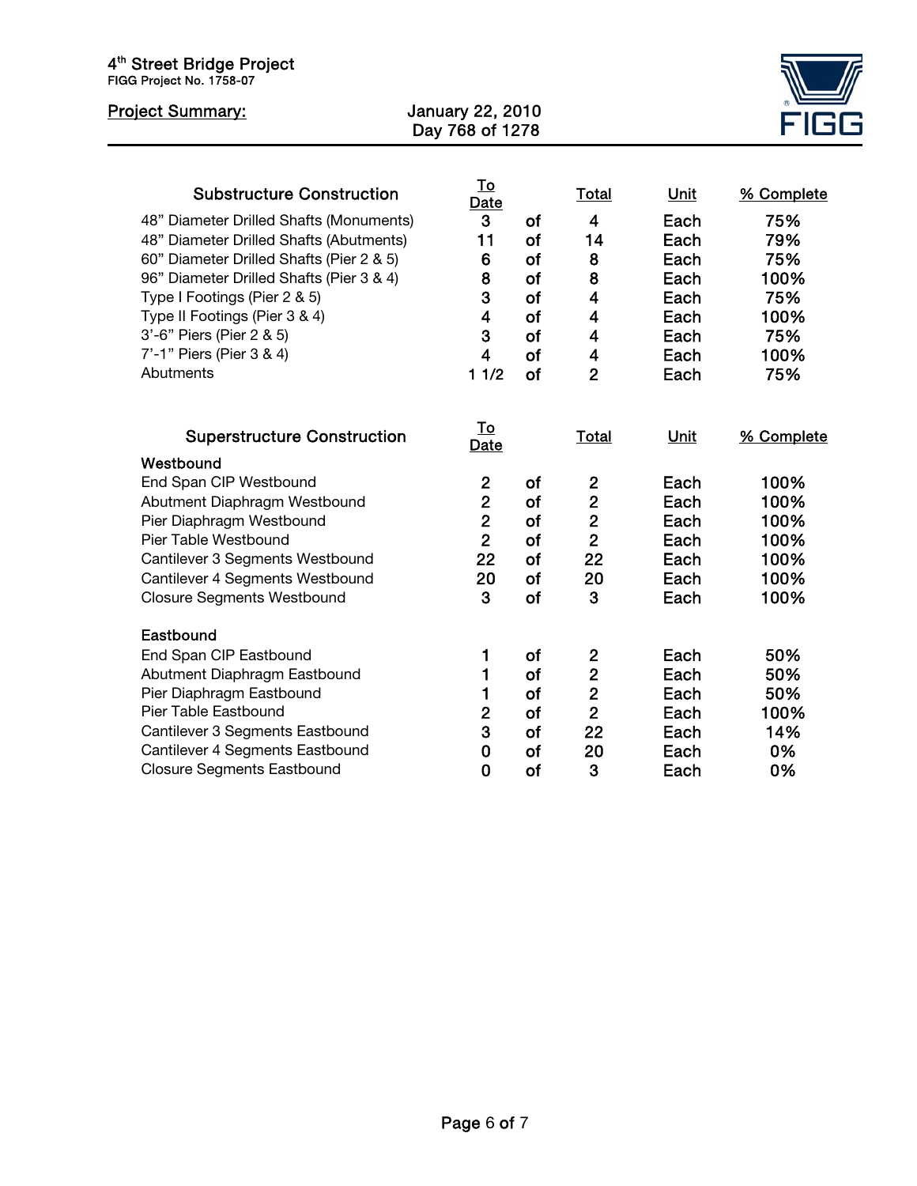4th Street Bridge Project
FIGG Project No. 1758-07

**Project Summary:** January 22, 2010
Day 768 of 1278

| Substructure Construction | To Date | | Total | Unit | % Complete |
|---|---|---|---|---|---|
| 48" Diameter Drilled Shafts (Monuments) | 3 | of | 4 | Each | 75% |
| 48" Diameter Drilled Shafts (Abutments) | 11 | of | 14 | Each | 79% |
| 60" Diameter Drilled Shafts (Pier 2 & 5) | 6 | of | 8 | Each | 75% |
| 96" Diameter Drilled Shafts (Pier 3 & 4) | 8 | of | 8 | Each | 100% |
| Type I Footings (Pier 2 & 5) | 3 | of | 4 | Each | 75% |
| Type II Footings (Pier 3 & 4) | 4 | of | 4 | Each | 100% |
| 3'-6" Piers (Pier 2 & 5) | 3 | of | 4 | Each | 75% |
| 7'-1" Piers (Pier 3 & 4) | 4 | of | 4 | Each | 100% |
| Abutments | 1 1/2 | of | 2 | Each | 75% |

| Superstructure Construction | To Date | | Total | Unit | % Complete |
|---|---|---|---|---|---|
| **Westbound** | | | | | |
| End Span CIP Westbound | 2 | of | 2 | Each | 100% |
| Abutment Diaphragm Westbound | 2 | of | 2 | Each | 100% |
| Pier Diaphragm Westbound | 2 | of | 2 | Each | 100% |
| Pier Table Westbound | 2 | of | 2 | Each | 100% |
| Cantilever 3 Segments Westbound | 22 | of | 22 | Each | 100% |
| Cantilever 4 Segments Westbound | 20 | of | 20 | Each | 100% |
| Closure Segments Westbound | 3 | of | 3 | Each | 100% |
| **Eastbound** | | | | | |
| End Span CIP Eastbound | 1 | of | 2 | Each | 50% |
| Abutment Diaphragm Eastbound | 1 | of | 2 | Each | 50% |
| Pier Diaphragm Eastbound | 1 | of | 2 | Each | 50% |
| Pier Table Eastbound | 2 | of | 2 | Each | 100% |
| Cantilever 3 Segments Eastbound | 3 | of | 22 | Each | 14% |
| Cantilever 4 Segments Eastbound | 0 | of | 20 | Each | 0% |
| Closure Segments Eastbound | 0 | of | 3 | Each | 0% |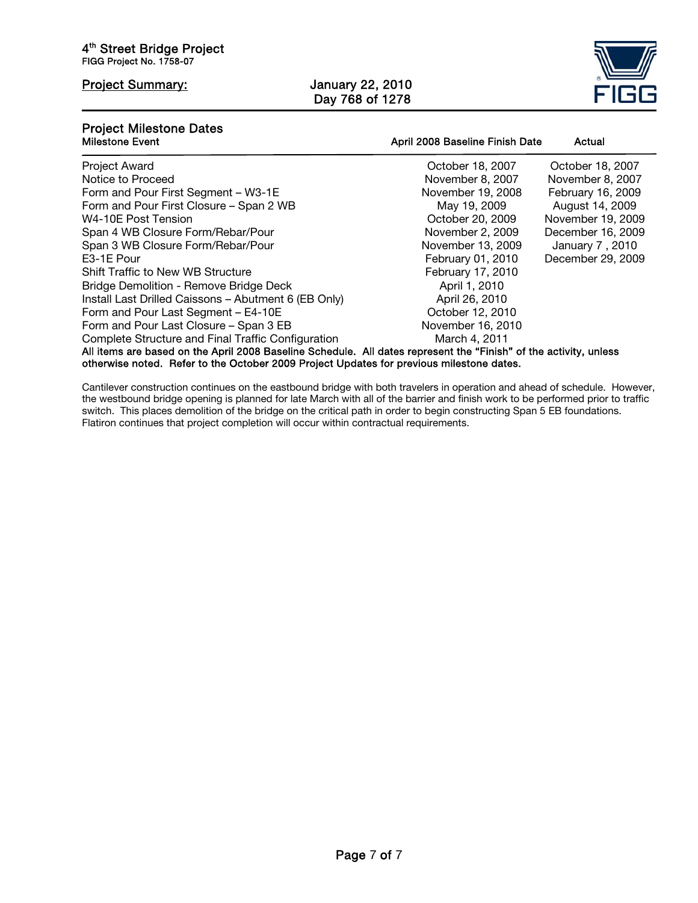4th Street Bridge Project
FIGG Project No. 1758-07

**Project Summary:** January 22, 2010
Day 768 of 1278

## Project Milestone Dates

| Milestone Event | April 2008 Baseline Finish Date | Actual |
|---|---|---|
| Project Award | October 18, 2007 | October 18, 2007 |
| Notice to Proceed | November 8, 2007 | November 8, 2007 |
| Form and Pour First Segment – W3-1E | November 19, 2008 | February 16, 2009 |
| Form and Pour First Closure – Span 2 WB | May 19, 2009 | August 14, 2009 |
| W4-10E Post Tension | October 20, 2009 | November 19, 2009 |
| Span 4 WB Closure Form/Rebar/Pour | November 2, 2009 | December 16, 2009 |
| Span 3 WB Closure Form/Rebar/Pour | November 13, 2009 | January 7 , 2010 |
| E3-1E Pour | February 01, 2010 | December 29, 2009 |
| Shift Traffic to New WB Structure | February 17, 2010 | |
| Bridge Demolition - Remove Bridge Deck | April 1, 2010 | |
| Install Last Drilled Caissons – Abutment 6 (EB Only) | April 26, 2010 | |
| Form and Pour Last Segment – E4-10E | October 12, 2010 | |
| Form and Pour Last Closure – Span 3 EB | November 16, 2010 | |
| Complete Structure and Final Traffic Configuration | March 4, 2011 | |

**All items are based on the April 2008 Baseline Schedule. All dates represent the "Finish" of the activity, unless otherwise noted. Refer to the October 2009 Project Updates for previous milestone dates.**

Cantilever construction continues on the eastbound bridge with both travelers in operation and ahead of schedule. However, the westbound bridge opening is planned for late March with all of the barrier and finish work to be performed prior to traffic switch. This places demolition of the bridge on the critical path in order to begin constructing Span 5 EB foundations. Flatiron continues that project completion will occur within contractual requirements.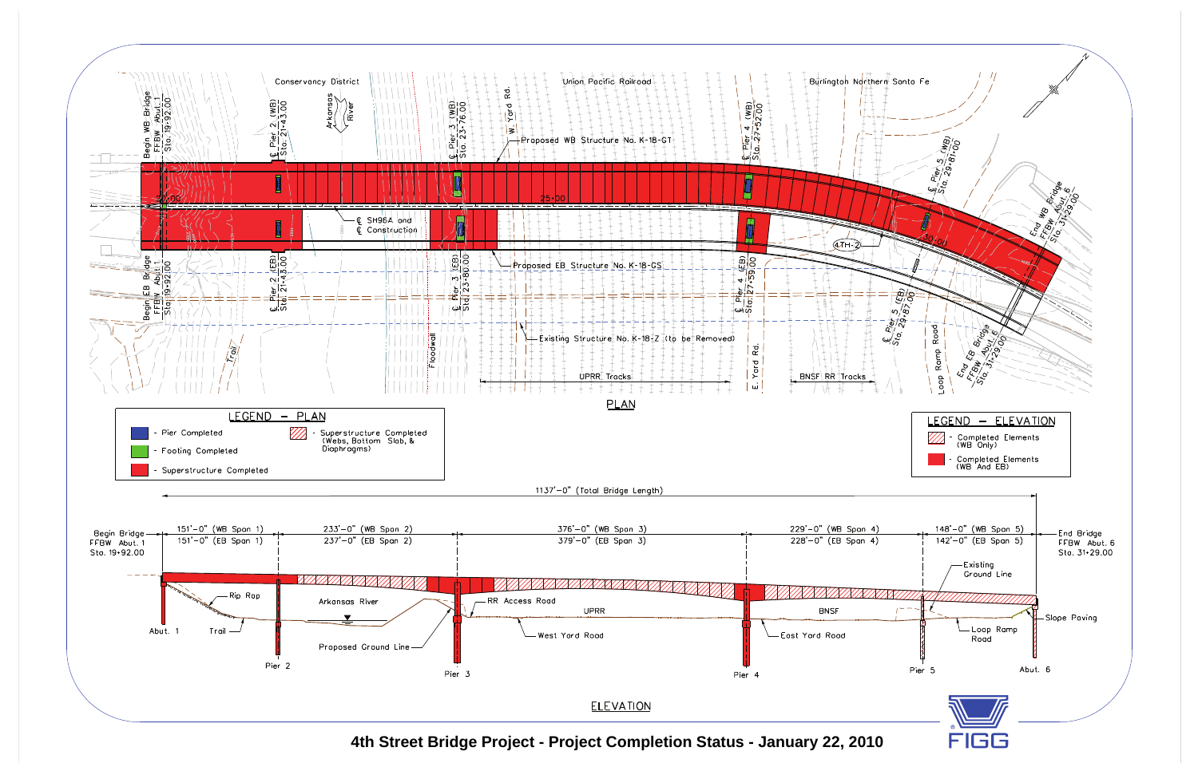# 4th Street Bridge Project - Project Completion Status - January 22, 2010

## PLAN

Conservancy District

Arkansas River

Union Pacific Railroad

Burlington Northern Santa Fe

Begin WB Bridge FFBW Abut. 1 Sta. 19+92.00

℄ Pier 2 (WB) Sta. 21+43.00

℄ Pier 3 (WB) Sta. 23+76.00

W. Yard Rd.

Proposed WB Structure No. K-18-GT

℄ Pier 4 (WB) Sta. 27+52.00

℄ Pier 5 (WB) Sta. 29+81.00

End WB Bridge FFBW Abut. 6 Sta. 31+29.00

25+00

30+00

4TH-2

℄ SH96A and ℄ Construction

Begin EB Bridge FFBW Abut. 1 Sta. 19+92.00

℄ Pier 2 (EB) Sta. 21+43.00

℄ Pier 3 (EB) Sta. 23+80.00

Proposed EB Structure No. K-18-GS

℄ Pier 4 (EB) Sta. 27+59.00

℄ Pier 5 (EB) Sta. 29+87.00

End EB Bridge FFBW Abut. 6 Sta. 31+29.00

Trail

Floodwall

Existing Structure No. K-18-Z (to be Removed)

UPRR Tracks

E. Yard Rd.

BNSF RR Tracks

Loop Ramp Road

### LEGEND – PLAN

- Pier Completed
- Footing Completed
- Superstructure Completed
- Superstructure Completed (Webs, Bottom Slab, & Diaphragms)

### LEGEND – ELEVATION

- Completed Elements (WB Only)
- Completed Elements (WB And EB)

## ELEVATION

1137'-0" (Total Bridge Length)

Begin Bridge FFBW Abut. 1 Sta. 19+92.00

151'-0" (WB Span 1)
151'-0" (EB Span 1)

233'-0" (WB Span 2)
237'-0" (EB Span 2)

376'-0" (WB Span 3)
379'-0" (EB Span 3)

229'-0" (WB Span 4)
228'-0" (EB Span 4)

148'-0" (WB Span 5)
142'-0" (EB Span 5)

End Bridge FFBW Abut. 6 Sta. 31+29.00

Existing Ground Line

Rip Rap

Arkansas River

RR Access Road

UPRR

BNSF

Slope Paving

Abut. 1

Trail

West Yard Road

East Yard Road

Loop Ramp Road

Proposed Ground Line

Pier 2

Pier 3

Pier 4

Pier 5

Abut. 6

FIGG